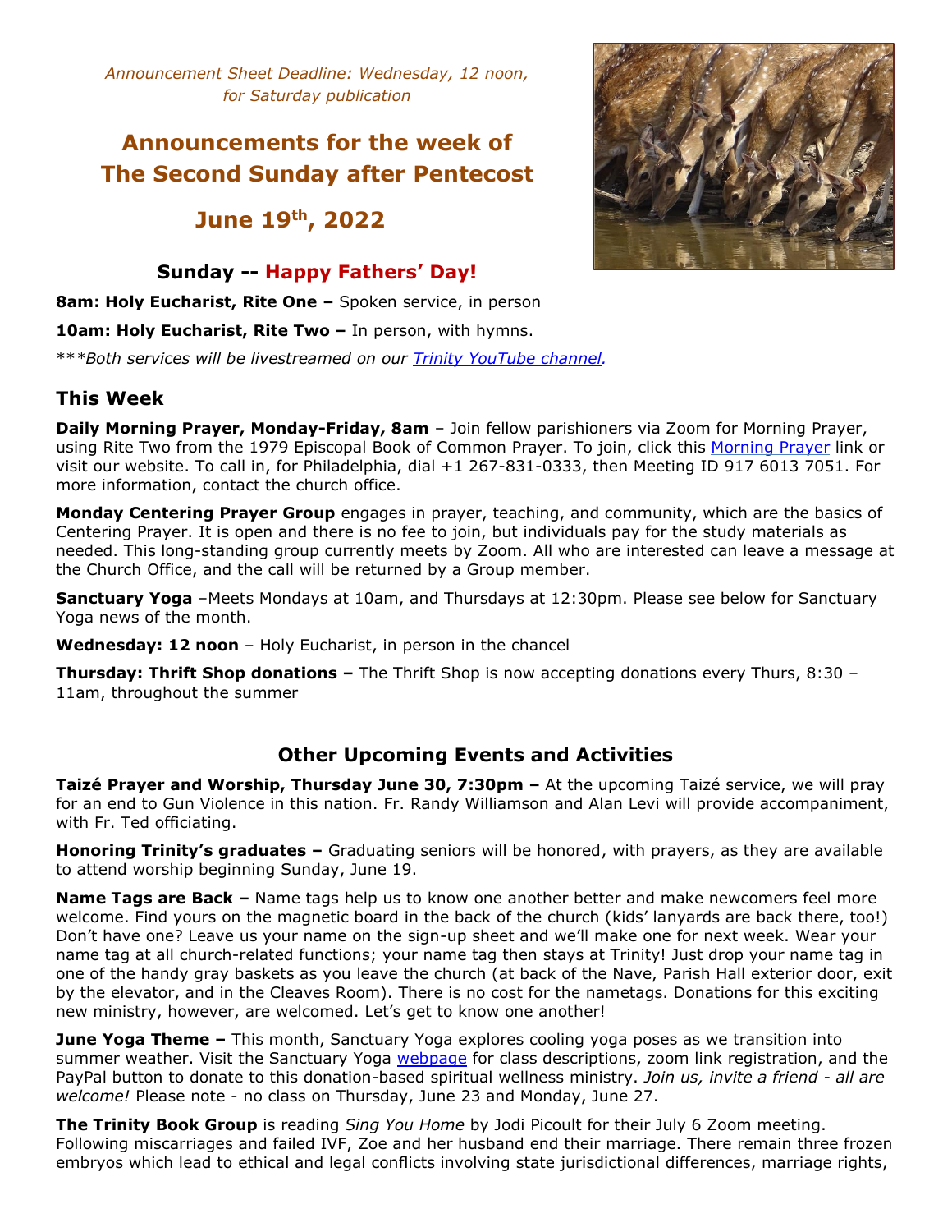*Announcement Sheet Deadline: Wednesday, 12 noon, for Saturday publication*

# Announcements for the week of The Second Sunday after Pentecost

## June 19th, 2022

### Sunday -- Happy Fathers' Day!

**8am: Holy Eucharist, Rite One –** Spoken service, in person

**10am: Holy Eucharist, Rite Two –** In person, with hymns.

****Both services will be livestreamed on our Trinity YouTube channel.*

## This Week

**Daily Morning Prayer, Monday-Friday, 8am** – Join fellow parishioners via Zoom for Morning Prayer, using Rite Two from the 1979 Episcopal Book of Common Prayer. To join, click this Morning Prayer link or visit our website. To call in, for Philadelphia, dial +1 267-831-0333, then Meeting ID 917 6013 7051. For more information, contact the church office.

**Monday Centering Prayer Group** engages in prayer, teaching, and community, which are the basics of Centering Prayer. It is open and there is no fee to join, but individuals pay for the study materials as needed. This long-standing group currently meets by Zoom. All who are interested can leave a message at the Church Office, and the call will be returned by a Group member.

**Sanctuary Yoga** –Meets Mondays at 10am, and Thursdays at 12:30pm. Please see below for Sanctuary Yoga news of the month.

**Wednesday: 12 noon** – Holy Eucharist, in person in the chancel

**Thursday: Thrift Shop donations –** The Thrift Shop is now accepting donations every Thurs, 8:30 – 11am, throughout the summer

## Other Upcoming Events and Activities

**Taizé Prayer and Worship, Thursday June 30, 7:30pm –** At the upcoming Taizé service, we will pray for an end to Gun Violence in this nation. Fr. Randy Williamson and Alan Levi will provide accompaniment, with Fr. Ted officiating.

**Honoring Trinity's graduates –** Graduating seniors will be honored, with prayers, as they are available to attend worship beginning Sunday, June 19.

**Name Tags are Back –** Name tags help us to know one another better and make newcomers feel more welcome. Find yours on the magnetic board in the back of the church (kids' lanyards are back there, too!) Don't have one? Leave us your name on the sign-up sheet and we'll make one for next week. Wear your name tag at all church-related functions; your name tag then stays at Trinity! Just drop your name tag in one of the handy gray baskets as you leave the church (at back of the Nave, Parish Hall exterior door, exit by the elevator, and in the Cleaves Room). There is no cost for the nametags. Donations for this exciting new ministry, however, are welcomed. Let's get to know one another!

**June Yoga Theme –** This month, Sanctuary Yoga explores cooling yoga poses as we transition into summer weather. Visit the Sanctuary Yoga webpage for class descriptions, zoom link registration, and the PayPal button to donate to this donation-based spiritual wellness ministry. *Join us, invite a friend - all are welcome!* Please note - no class on Thursday, June 23 and Monday, June 27.

**The Trinity Book Group** is reading *Sing You Home* by Jodi Picoult for their July 6 Zoom meeting. Following miscarriages and failed IVF, Zoe and her husband end their marriage. There remain three frozen embryos which lead to ethical and legal conflicts involving state jurisdictional differences, marriage rights,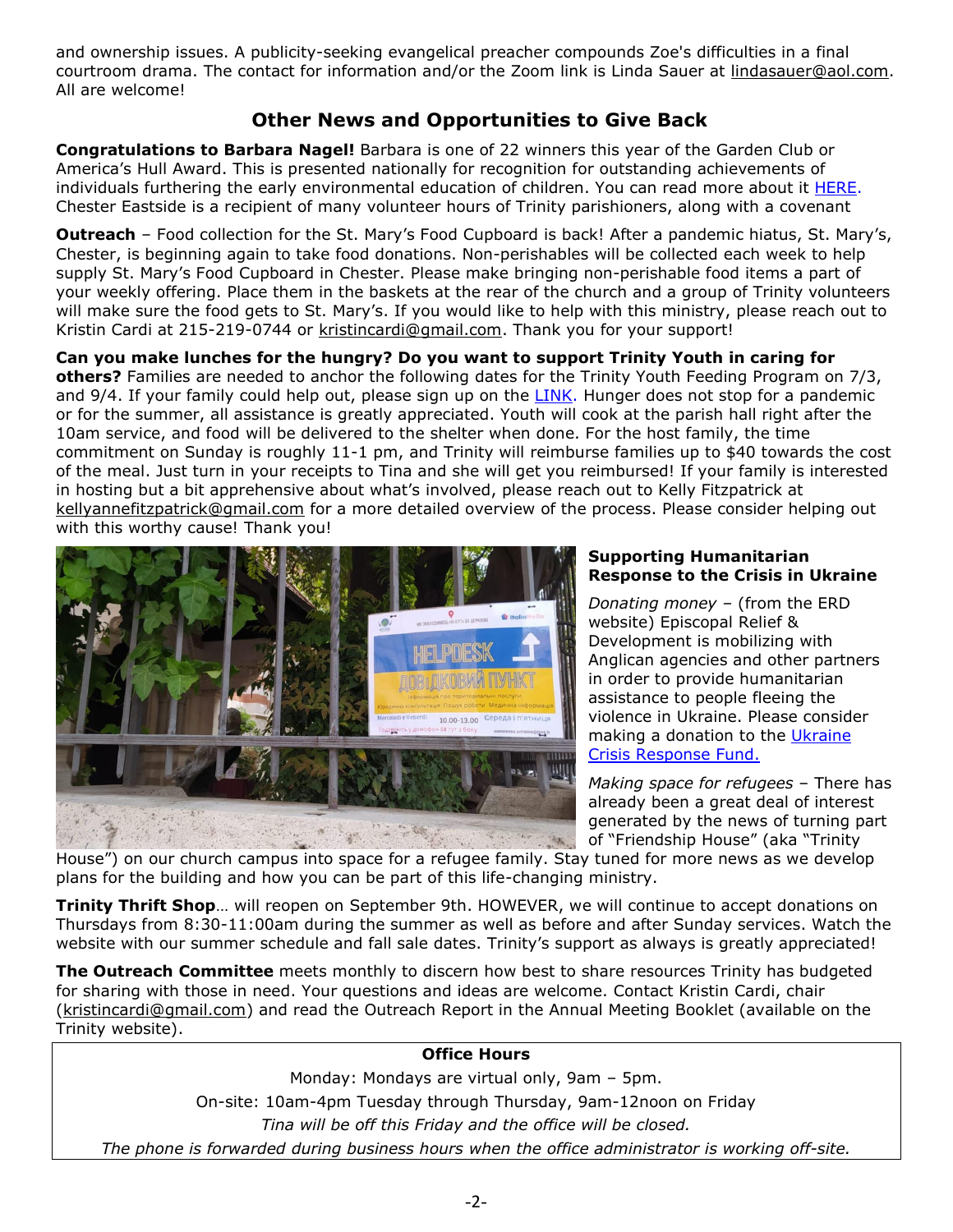and ownership issues. A publicity-seeking evangelical preacher compounds Zoe's difficulties in a final courtroom drama. The contact for information and/or the Zoom link is Linda Sauer at lindasauer@aol.com. All are welcome!

## Other News and Opportunities to Give Back

**Congratulations to Barbara Nagel!** Barbara is one of 22 winners this year of the Garden Club or America's Hull Award. This is presented nationally for recognition for outstanding achievements of individuals furthering the early environmental education of children. You can read more about it HERE. Chester Eastside is a recipient of many volunteer hours of Trinity parishioners, along with a covenant

**Outreach** – Food collection for the St. Mary's Food Cupboard is back! After a pandemic hiatus, St. Mary's, Chester, is beginning again to take food donations. Non-perishables will be collected each week to help supply St. Mary's Food Cupboard in Chester. Please make bringing non-perishable food items a part of your weekly offering. Place them in the baskets at the rear of the church and a group of Trinity volunteers will make sure the food gets to St. Mary's. If you would like to help with this ministry, please reach out to Kristin Cardi at 215-219-0744 or kristincardi@gmail.com. Thank you for your support!

**Can you make lunches for the hungry? Do you want to support Trinity Youth in caring for others?** Families are needed to anchor the following dates for the Trinity Youth Feeding Program on 7/3, and 9/4. If your family could help out, please sign up on the LINK. Hunger does not stop for a pandemic or for the summer, all assistance is greatly appreciated. Youth will cook at the parish hall right after the 10am service, and food will be delivered to the shelter when done. For the host family, the time commitment on Sunday is roughly 11-1 pm, and Trinity will reimburse families up to $40 towards the cost of the meal. Just turn in your receipts to Tina and she will get you reimbursed! If your family is interested in hosting but a bit apprehensive about what's involved, please reach out to Kelly Fitzpatrick at kellyannefitzpatrick@gmail.com for a more detailed overview of the process. Please consider helping out with this worthy cause! Thank you!

### Supporting Humanitarian Response to the Crisis in Ukraine

*Donating money* – (from the ERD website) Episcopal Relief & Development is mobilizing with Anglican agencies and other partners in order to provide humanitarian assistance to people fleeing the violence in Ukraine. Please consider making a donation to the Ukraine Crisis Response Fund.

*Making space for refugees* – There has already been a great deal of interest generated by the news of turning part of "Friendship House" (aka "Trinity House") on our church campus into space for a refugee family. Stay tuned for more news as we develop plans for the building and how you can be part of this life-changing ministry.

**Trinity Thrift Shop**… will reopen on September 9th. HOWEVER, we will continue to accept donations on Thursdays from 8:30-11:00am during the summer as well as before and after Sunday services. Watch the website with our summer schedule and fall sale dates. Trinity's support as always is greatly appreciated!

**The Outreach Committee** meets monthly to discern how best to share resources Trinity has budgeted for sharing with those in need. Your questions and ideas are welcome. Contact Kristin Cardi, chair (kristincardi@gmail.com) and read the Outreach Report in the Annual Meeting Booklet (available on the Trinity website).

**Office Hours**

Monday: Mondays are virtual only, 9am – 5pm.

On-site: 10am-4pm Tuesday through Thursday, 9am-12noon on Friday

*Tina will be off this Friday and the office will be closed.*

*The phone is forwarded during business hours when the office administrator is working off-site.*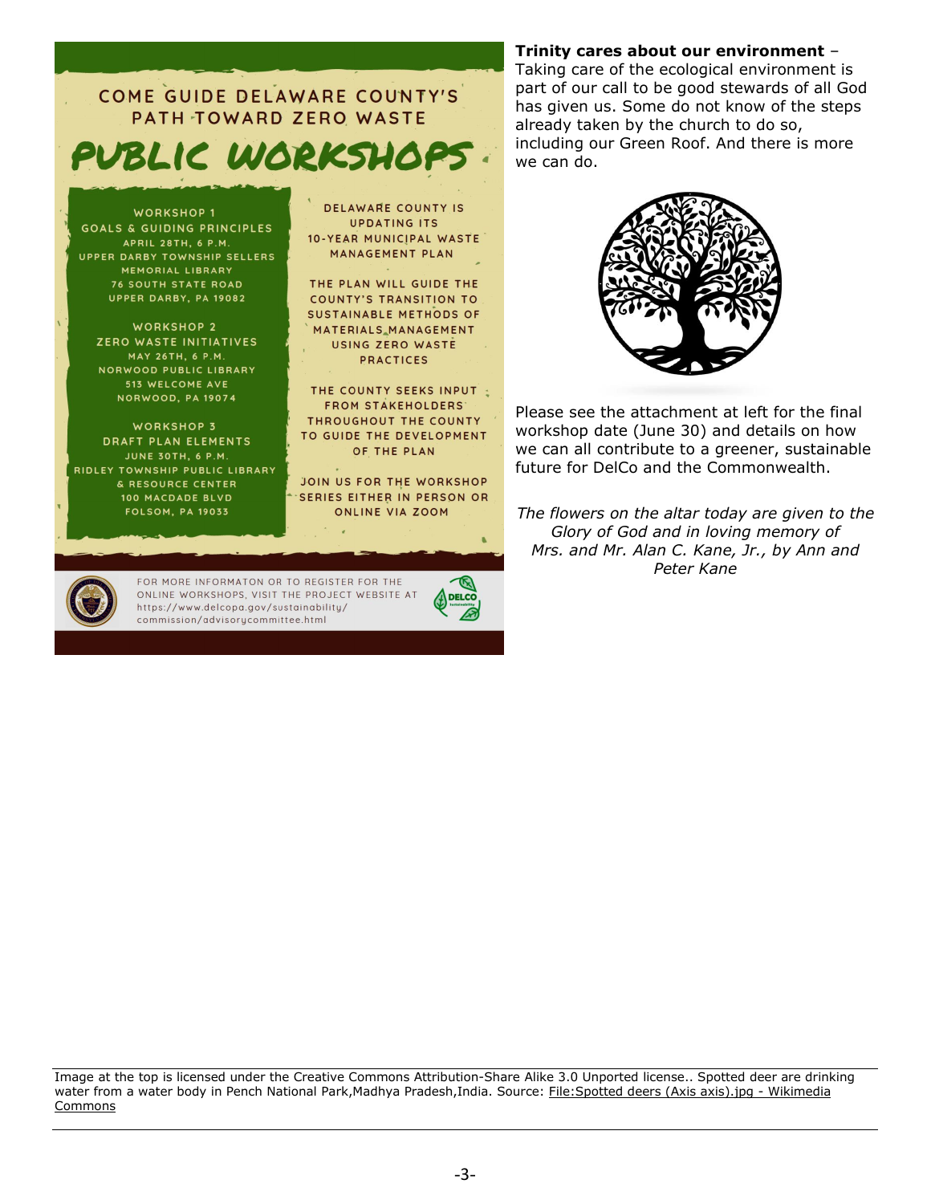# COME GUIDE DELAWARE COUNTY'S PATH TOWARD ZERO WASTE

## PUBLIC WORKSHOPS

**WORKSHOP 1**
GOALS & GUIDING PRINCIPLES
APRIL 28TH, 6 P.M.
UPPER DARBY TOWNSHIP SELLERS MEMORIAL LIBRARY
76 SOUTH STATE ROAD
UPPER DARBY, PA 19082

**WORKSHOP 2**
ZERO WASTE INITIATIVES
MAY 26TH, 6 P.M.
NORWOOD PUBLIC LIBRARY
513 WELCOME AVE
NORWOOD, PA 19074

**WORKSHOP 3**
DRAFT PLAN ELEMENTS
JUNE 30TH, 6 P.M.
RIDLEY TOWNSHIP PUBLIC LIBRARY & RESOURCE CENTER
100 MACDADE BLVD
FOLSOM, PA 19033

DELAWARE COUNTY IS UPDATING ITS 10-YEAR MUNICIPAL WASTE MANAGEMENT PLAN

THE PLAN WILL GUIDE THE COUNTY'S TRANSITION TO SUSTAINABLE METHODS OF MATERIALS MANAGEMENT USING ZERO WASTE PRACTICES

THE COUNTY SEEKS INPUT FROM STAKEHOLDERS THROUGHOUT THE COUNTY TO GUIDE THE DEVELOPMENT OF THE PLAN

JOIN US FOR THE WORKSHOP SERIES EITHER IN PERSON OR ONLINE VIA ZOOM

FOR MORE INFORMATON OR TO REGISTER FOR THE ONLINE WORKSHOPS, VISIT THE PROJECT WEBSITE AT https://www.delcopa.gov/sustainability/commission/advisorycommittee.html

**Trinity cares about our environment** – Taking care of the ecological environment is part of our call to be good stewards of all God has given us. Some do not know of the steps already taken by the church to do so, including our Green Roof. And there is more we can do.

Please see the attachment at left for the final workshop date (June 30) and details on how we can all contribute to a greener, sustainable future for DelCo and the Commonwealth.

*The flowers on the altar today are given to the Glory of God and in loving memory of Mrs. and Mr. Alan C. Kane, Jr., by Ann and Peter Kane*

---

Image at the top is licensed under the Creative Commons Attribution-Share Alike 3.0 Unported license.. Spotted deer are drinking water from a water body in Pench National Park,Madhya Pradesh,India. Source: File:Spotted deers (Axis axis).jpg - Wikimedia Commons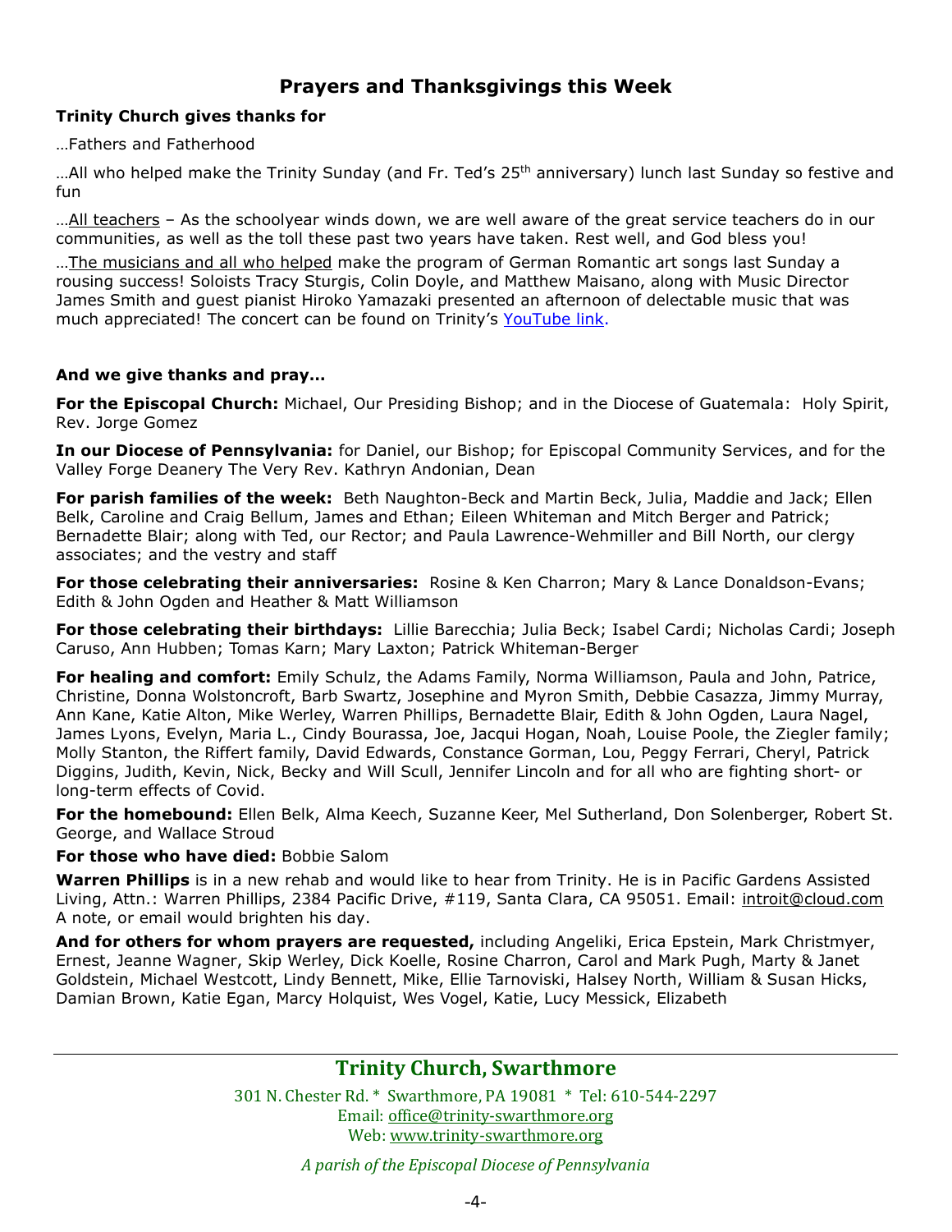## Prayers and Thanksgivings this Week

**Trinity Church gives thanks for**

…Fathers and Fatherhood

…All who helped make the Trinity Sunday (and Fr. Ted's 25th anniversary) lunch last Sunday so festive and fun

…All teachers – As the schoolyear winds down, we are well aware of the great service teachers do in our communities, as well as the toll these past two years have taken. Rest well, and God bless you!

…The musicians and all who helped make the program of German Romantic art songs last Sunday a rousing success! Soloists Tracy Sturgis, Colin Doyle, and Matthew Maisano, along with Music Director James Smith and guest pianist Hiroko Yamazaki presented an afternoon of delectable music that was much appreciated! The concert can be found on Trinity's YouTube link.

**And we give thanks and pray…**

**For the Episcopal Church:** Michael, Our Presiding Bishop; and in the Diocese of Guatemala: Holy Spirit, Rev. Jorge Gomez

**In our Diocese of Pennsylvania:** for Daniel, our Bishop; for Episcopal Community Services, and for the Valley Forge Deanery The Very Rev. Kathryn Andonian, Dean

**For parish families of the week:** Beth Naughton-Beck and Martin Beck, Julia, Maddie and Jack; Ellen Belk, Caroline and Craig Bellum, James and Ethan; Eileen Whiteman and Mitch Berger and Patrick; Bernadette Blair; along with Ted, our Rector; and Paula Lawrence-Wehmiller and Bill North, our clergy associates; and the vestry and staff

**For those celebrating their anniversaries:** Rosine & Ken Charron; Mary & Lance Donaldson-Evans; Edith & John Ogden and Heather & Matt Williamson

**For those celebrating their birthdays:** Lillie Barecchia; Julia Beck; Isabel Cardi; Nicholas Cardi; Joseph Caruso, Ann Hubben; Tomas Karn; Mary Laxton; Patrick Whiteman-Berger

**For healing and comfort:** Emily Schulz, the Adams Family, Norma Williamson, Paula and John, Patrice, Christine, Donna Wolstoncroft, Barb Swartz, Josephine and Myron Smith, Debbie Casazza, Jimmy Murray, Ann Kane, Katie Alton, Mike Werley, Warren Phillips, Bernadette Blair, Edith & John Ogden, Laura Nagel, James Lyons, Evelyn, Maria L., Cindy Bourassa, Joe, Jacqui Hogan, Noah, Louise Poole, the Ziegler family; Molly Stanton, the Riffert family, David Edwards, Constance Gorman, Lou, Peggy Ferrari, Cheryl, Patrick Diggins, Judith, Kevin, Nick, Becky and Will Scull, Jennifer Lincoln and for all who are fighting short- or long-term effects of Covid.

**For the homebound:** Ellen Belk, Alma Keech, Suzanne Keer, Mel Sutherland, Don Solenberger, Robert St. George, and Wallace Stroud

**For those who have died:** Bobbie Salom

**Warren Phillips** is in a new rehab and would like to hear from Trinity. He is in Pacific Gardens Assisted Living, Attn.: Warren Phillips, 2384 Pacific Drive, #119, Santa Clara, CA 95051. Email: introit@cloud.com A note, or email would brighten his day.

**And for others for whom prayers are requested,** including Angeliki, Erica Epstein, Mark Christmyer, Ernest, Jeanne Wagner, Skip Werley, Dick Koelle, Rosine Charron, Carol and Mark Pugh, Marty & Janet Goldstein, Michael Westcott, Lindy Bennett, Mike, Ellie Tarnoviski, Halsey North, William & Susan Hicks, Damian Brown, Katie Egan, Marcy Holquist, Wes Vogel, Katie, Lucy Messick, Elizabeth

---

**Trinity Church, Swarthmore**

301 N. Chester Rd. * Swarthmore, PA 19081 * Tel: 610-544-2297
Email: office@trinity-swarthmore.org
Web: www.trinity-swarthmore.org

*A parish of the Episcopal Diocese of Pennsylvania*